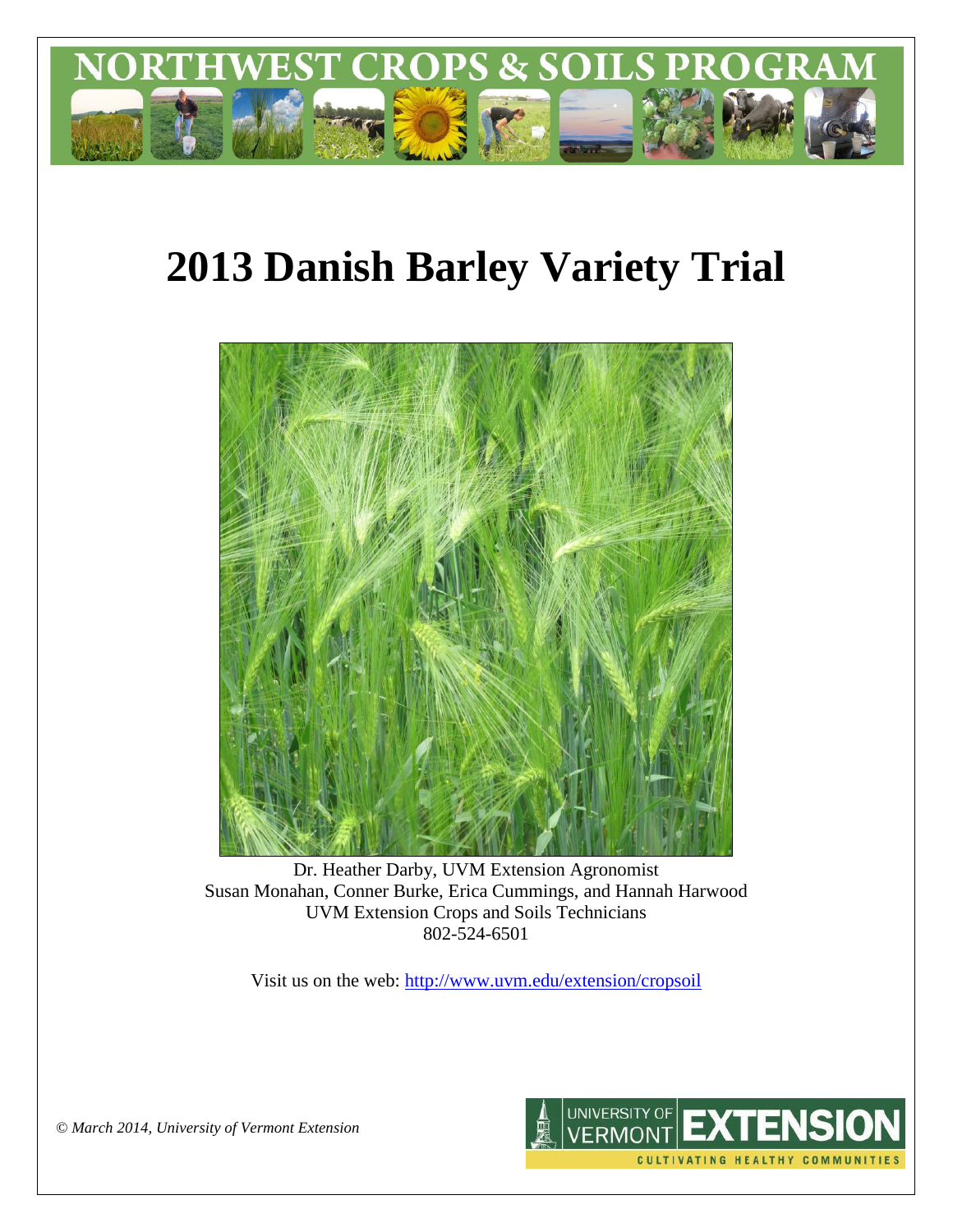NORTHWEST CROPS & SOILS PROGRAM

# 2013 Danish Barley Variety Trial

Dr. Heather Darby, UVM Extension Agronomist
Susan Monahan, Conner Burke, Erica Cummings, and Hannah Harwood
UVM Extension Crops and Soils Technicians
802-524-6501

Visit us on the web: http://www.uvm.edu/extension/cropsoil

*© March 2014, University of Vermont Extension*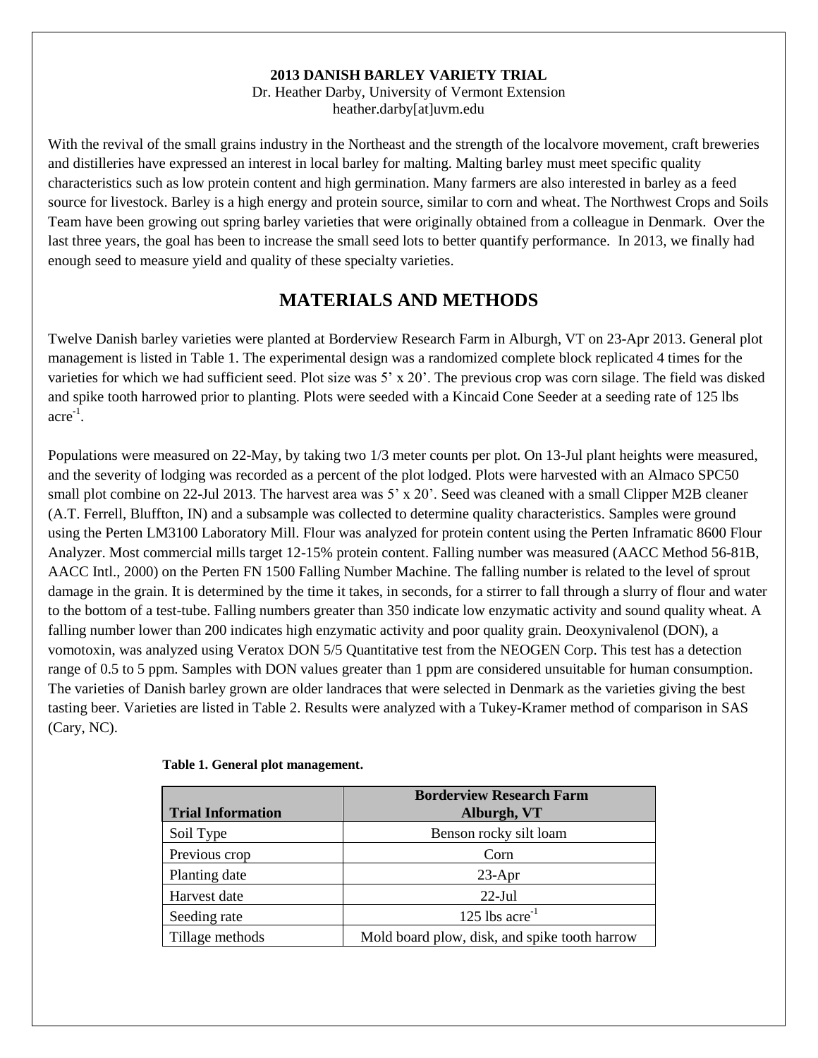**2013 DANISH BARLEY VARIETY TRIAL**
Dr. Heather Darby, University of Vermont Extension
heather.darby[at]uvm.edu

With the revival of the small grains industry in the Northeast and the strength of the localvore movement, craft breweries and distilleries have expressed an interest in local barley for malting. Malting barley must meet specific quality characteristics such as low protein content and high germination. Many farmers are also interested in barley as a feed source for livestock. Barley is a high energy and protein source, similar to corn and wheat. The Northwest Crops and Soils Team have been growing out spring barley varieties that were originally obtained from a colleague in Denmark. Over the last three years, the goal has been to increase the small seed lots to better quantify performance. In 2013, we finally had enough seed to measure yield and quality of these specialty varieties.

## MATERIALS AND METHODS

Twelve Danish barley varieties were planted at Borderview Research Farm in Alburgh, VT on 23-Apr 2013. General plot management is listed in Table 1. The experimental design was a randomized complete block replicated 4 times for the varieties for which we had sufficient seed. Plot size was 5' x 20'. The previous crop was corn silage. The field was disked and spike tooth harrowed prior to planting. Plots were seeded with a Kincaid Cone Seeder at a seeding rate of 125 lbs acre$^{-1}$.

Populations were measured on 22-May, by taking two 1/3 meter counts per plot. On 13-Jul plant heights were measured, and the severity of lodging was recorded as a percent of the plot lodged. Plots were harvested with an Almaco SPC50 small plot combine on 22-Jul 2013. The harvest area was 5' x 20'. Seed was cleaned with a small Clipper M2B cleaner (A.T. Ferrell, Bluffton, IN) and a subsample was collected to determine quality characteristics. Samples were ground using the Perten LM3100 Laboratory Mill. Flour was analyzed for protein content using the Perten Inframatic 8600 Flour Analyzer. Most commercial mills target 12-15% protein content. Falling number was measured (AACC Method 56-81B, AACC Intl., 2000) on the Perten FN 1500 Falling Number Machine. The falling number is related to the level of sprout damage in the grain. It is determined by the time it takes, in seconds, for a stirrer to fall through a slurry of flour and water to the bottom of a test-tube. Falling numbers greater than 350 indicate low enzymatic activity and sound quality wheat. A falling number lower than 200 indicates high enzymatic activity and poor quality grain. Deoxynivalenol (DON), a vomotoxin, was analyzed using Veratox DON 5/5 Quantitative test from the NEOGEN Corp. This test has a detection range of 0.5 to 5 ppm. Samples with DON values greater than 1 ppm are considered unsuitable for human consumption. The varieties of Danish barley grown are older landraces that were selected in Denmark as the varieties giving the best tasting beer. Varieties are listed in Table 2. Results were analyzed with a Tukey-Kramer method of comparison in SAS (Cary, NC).

**Table 1. General plot management.**

| Trial Information | Borderview Research Farm Alburgh, VT |
|---|---|
| Soil Type | Benson rocky silt loam |
| Previous crop | Corn |
| Planting date | 23-Apr |
| Harvest date | 22-Jul |
| Seeding rate | 125 lbs acre$^{-1}$ |
| Tillage methods | Mold board plow, disk, and spike tooth harrow |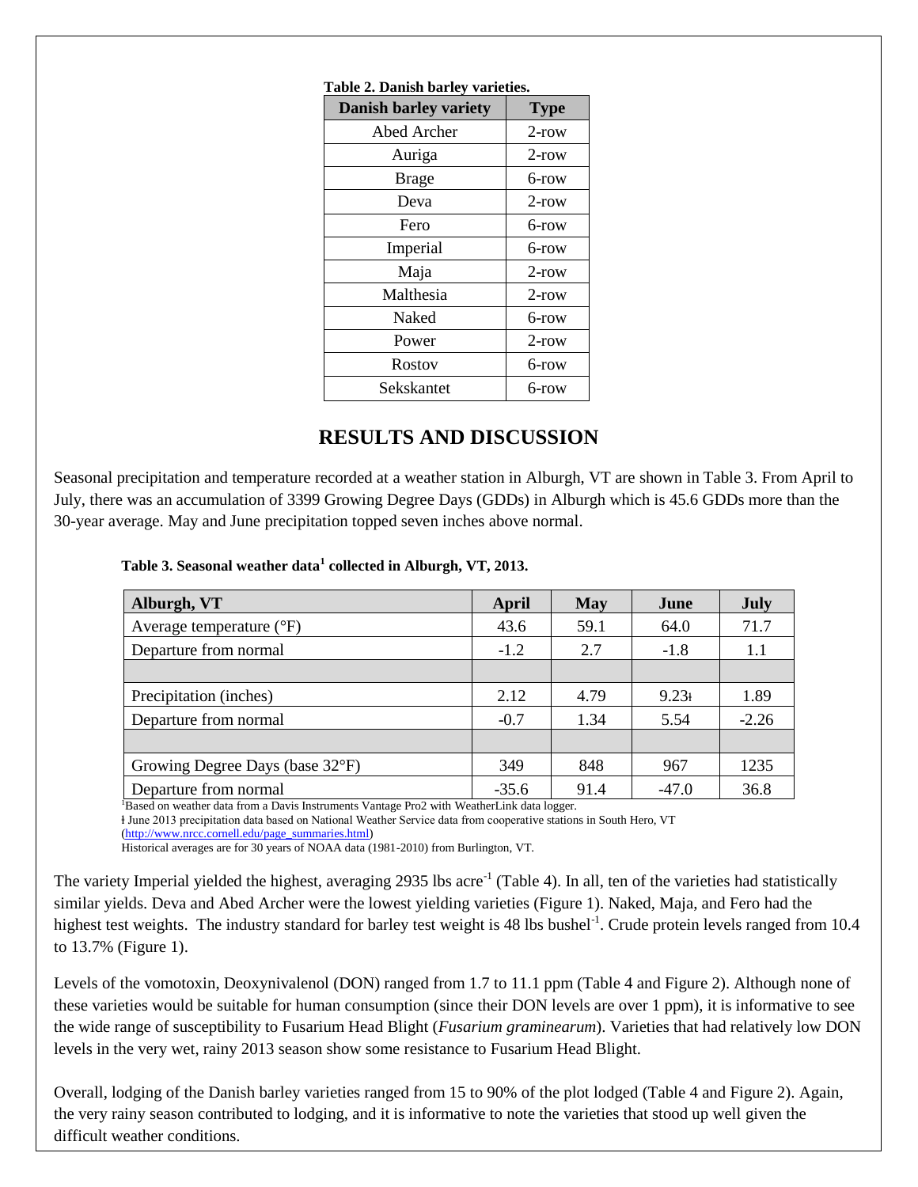**Table 2. Danish barley varieties.**

| Danish barley variety | Type |
|---|---|
| Abed Archer | 2-row |
| Auriga | 2-row |
| Brage | 6-row |
| Deva | 2-row |
| Fero | 6-row |
| Imperial | 6-row |
| Maja | 2-row |
| Malthesia | 2-row |
| Naked | 6-row |
| Power | 2-row |
| Rostov | 6-row |
| Sekskantet | 6-row |

## RESULTS AND DISCUSSION

Seasonal precipitation and temperature recorded at a weather station in Alburgh, VT are shown in Table 3. From April to July, there was an accumulation of 3399 Growing Degree Days (GDDs) in Alburgh which is 45.6 GDDs more than the 30-year average. May and June precipitation topped seven inches above normal.

**Table 3. Seasonal weather data[1] collected in Alburgh, VT, 2013.**

| Alburgh, VT | April | May | June | July |
|---|---|---|---|---|
| Average temperature (°F) | 43.6 | 59.1 | 64.0 | 71.7 |
| Departure from normal | -1.2 | 2.7 | -1.8 | 1.1 |
| | | | | |
| Precipitation (inches) | 2.12 | 4.79 | 9.23ƚ | 1.89 |
| Departure from normal | -0.7 | 1.34 | 5.54 | -2.26 |
| | | | | |
| Growing Degree Days (base 32°F) | 349 | 848 | 967 | 1235 |
| Departure from normal | -35.6 | 91.4 | -47.0 | 36.8 |

[1]Based on weather data from a Davis Instruments Vantage Pro2 with WeatherLink data logger.
ƚ June 2013 precipitation data based on National Weather Service data from cooperative stations in South Hero, VT (http://www.nrcc.cornell.edu/page_summaries.html)
Historical averages are for 30 years of NOAA data (1981-2010) from Burlington, VT.

The variety Imperial yielded the highest, averaging 2935 lbs acre$^{-1}$ (Table 4). In all, ten of the varieties had statistically similar yields. Deva and Abed Archer were the lowest yielding varieties (Figure 1). Naked, Maja, and Fero had the highest test weights. The industry standard for barley test weight is 48 lbs bushel$^{-1}$. Crude protein levels ranged from 10.4 to 13.7% (Figure 1).

Levels of the vomotoxin, Deoxynivalenol (DON) ranged from 1.7 to 11.1 ppm (Table 4 and Figure 2). Although none of these varieties would be suitable for human consumption (since their DON levels are over 1 ppm), it is informative to see the wide range of susceptibility to Fusarium Head Blight (*Fusarium graminearum*). Varieties that had relatively low DON levels in the very wet, rainy 2013 season show some resistance to Fusarium Head Blight.

Overall, lodging of the Danish barley varieties ranged from 15 to 90% of the plot lodged (Table 4 and Figure 2). Again, the very rainy season contributed to lodging, and it is informative to note the varieties that stood up well given the difficult weather conditions.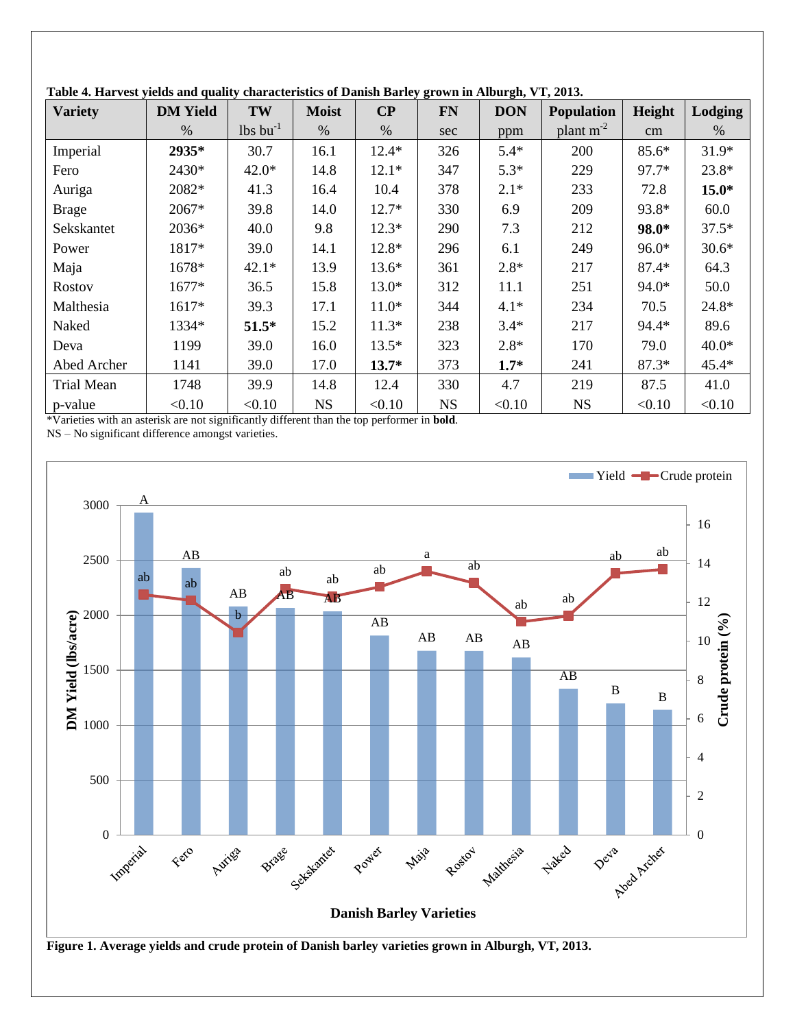**Table 4. Harvest yields and quality characteristics of Danish Barley grown in Alburgh, VT, 2013.**

| Variety | DM Yield | TW | Moist | CP | FN | DON | Population | Height | Lodging |
|---|---|---|---|---|---|---|---|---|---|
| | % | lbs $bu^{-1}$ | % | % | sec | ppm | plant $m^{-2}$ | cm | % |
| Imperial | **2935*** | 30.7 | 16.1 | 12.4* | 326 | 5.4* | 200 | 85.6* | 31.9* |
| Fero | 2430* | 42.0* | 14.8 | 12.1* | 347 | 5.3* | 229 | 97.7* | 23.8* |
| Auriga | 2082* | 41.3 | 16.4 | 10.4 | 378 | 2.1* | 233 | 72.8 | **15.0*** |
| Brage | 2067* | 39.8 | 14.0 | 12.7* | 330 | 6.9 | 209 | 93.8* | 60.0 |
| Sekskantet | 2036* | 40.0 | 9.8 | 12.3* | 290 | 7.3 | 212 | **98.0*** | 37.5* |
| Power | 1817* | 39.0 | 14.1 | 12.8* | 296 | 6.1 | 249 | 96.0* | 30.6* |
| Maja | 1678* | 42.1* | 13.9 | 13.6* | 361 | 2.8* | 217 | 87.4* | 64.3 |
| Rostov | 1677* | 36.5 | 15.8 | 13.0* | 312 | 11.1 | 251 | 94.0* | 50.0 |
| Malthesia | 1617* | 39.3 | 17.1 | 11.0* | 344 | 4.1* | 234 | 70.5 | 24.8* |
| Naked | 1334* | **51.5*** | 15.2 | 11.3* | 238 | 3.4* | 217 | 94.4* | 89.6 |
| Deva | 1199 | 39.0 | 16.0 | 13.5* | 323 | 2.8* | 170 | 79.0 | 40.0* |
| Abed Archer | 1141 | 39.0 | 17.0 | **13.7*** | 373 | **1.7*** | 241 | 87.3* | 45.4* |
| Trial Mean | 1748 | 39.9 | 14.8 | 12.4 | 330 | 4.7 | 219 | 87.5 | 41.0 |
| p-value | <0.10 | <0.10 | NS | <0.10 | NS | <0.10 | NS | <0.10 | <0.10 |

*Varieties with an asterisk are not significantly different than the top performer in **bold**.

NS – No significant difference amongst varieties.

**Figure 1. Average yields and crude protein of Danish barley varieties grown in Alburgh, VT, 2013.**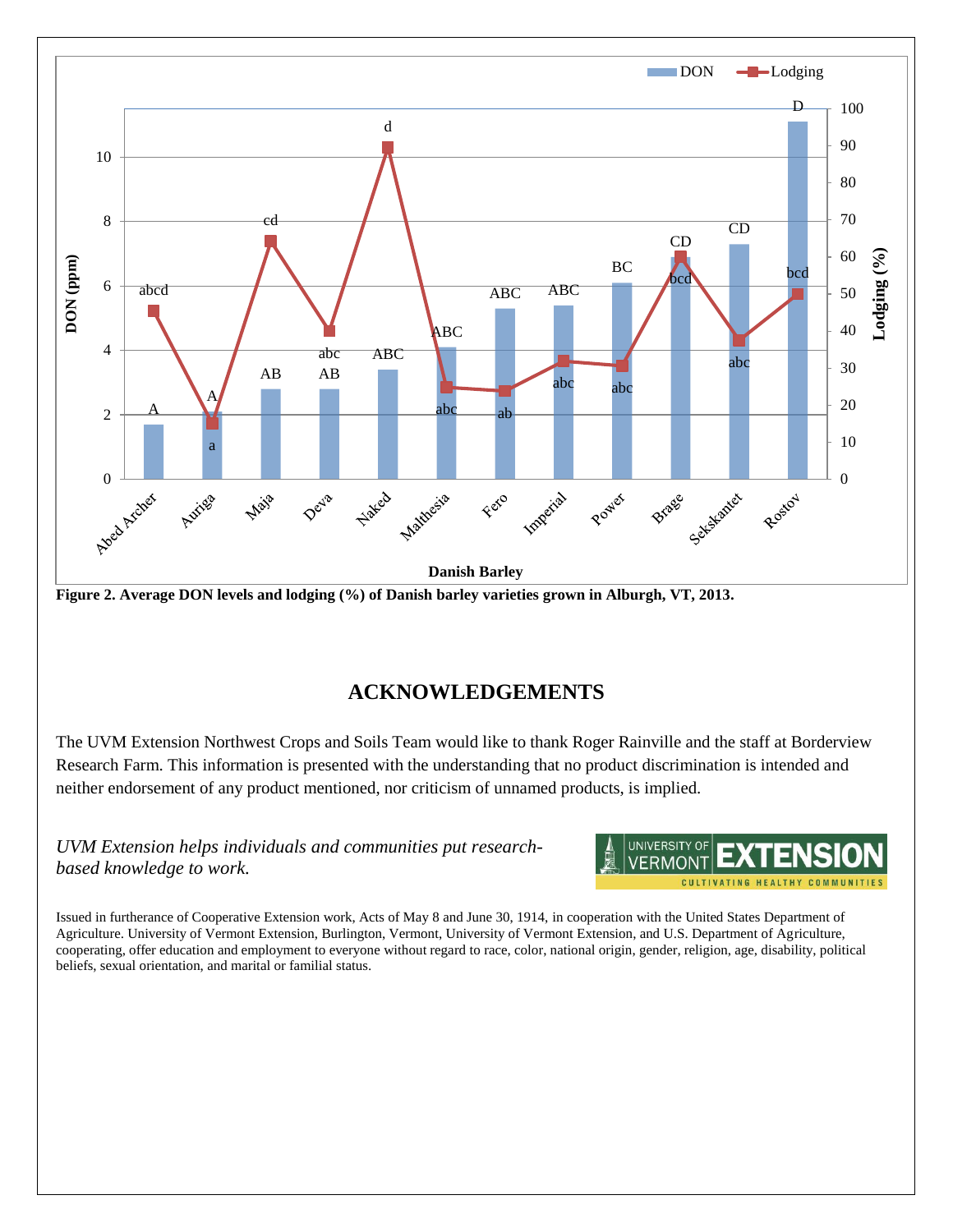DON
Lodging

DON (ppm)
Lodging (%)

0
2
4
6
8
10

0
10
20
30
40
50
60
70
80
90
100

A
abcd
A
a
AB
cd
AB
abc
ABC
d
ABC
abc
ABC
ab
ABC
abc
BC
abc
CD
bcd
CD
abc
D
bcd

Abed Archer
Auriga
Maja
Deva
Naked
Malthesia
Fero
Imperial
Power
Brage
Sekskantet
Rostov

Danish Barley

**Figure 2. Average DON levels and lodging (%) of Danish barley varieties grown in Alburgh, VT, 2013.**

## ACKNOWLEDGEMENTS

The UVM Extension Northwest Crops and Soils Team would like to thank Roger Rainville and the staff at Borderview Research Farm. This information is presented with the understanding that no product discrimination is intended and neither endorsement of any product mentioned, nor criticism of unnamed products, is implied.

*UVM Extension helps individuals and communities put research-based knowledge to work.*

UNIVERSITY OF VERMONT EXTENSION
CULTIVATING HEALTHY COMMUNITIES

Issued in furtherance of Cooperative Extension work, Acts of May 8 and June 30, 1914, in cooperation with the United States Department of Agriculture. University of Vermont Extension, Burlington, Vermont, University of Vermont Extension, and U.S. Department of Agriculture, cooperating, offer education and employment to everyone without regard to race, color, national origin, gender, religion, age, disability, political beliefs, sexual orientation, and marital or familial status.